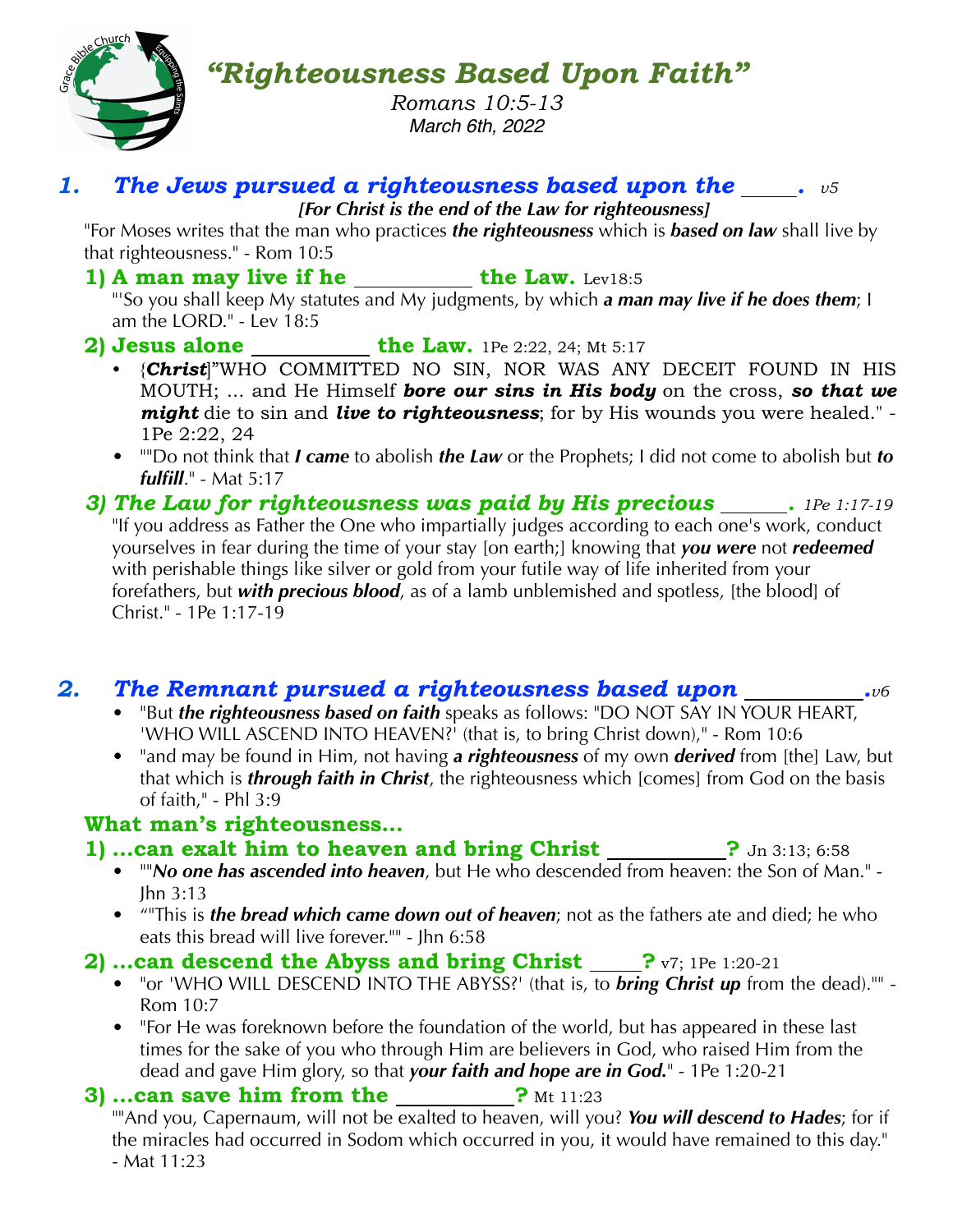# *“Righteousness Based Upon Faith”*

*Romans 10:5-13*
*March 6th, 2022*

## *1. The Jews pursued a righteousness based upon the \_\_\_\_\_. v5*

***[For Christ is the end of the Law for righteousness]***

"For Moses writes that the man who practices ***the righteousness*** which is ***based on law*** shall live by that righteousness." - Rom 10:5

### 1) A man may live if he \_\_\_\_\_\_\_\_\_\_\_ the Law. Lev18:5

"'So you shall keep My statutes and My judgments, by which ***a man may live if he does them***; I am the LORD." - Lev 18:5

### 2) Jesus alone \_\_\_\_\_\_\_\_\_\_\_ the Law. 1Pe 2:22, 24; Mt 5:17

- {***Christ***]"WHO COMMITTED NO SIN, NOR WAS ANY DECEIT FOUND IN HIS MOUTH; ... and He Himself ***bore our sins in His body*** on the cross, ***so that we might*** die to sin and ***live to righteousness***; for by His wounds you were healed." - 1Pe 2:22, 24
- ""Do not think that ***I came*** to abolish ***the Law*** or the Prophets; I did not come to abolish but ***to fulfill***." - Mat 5:17

### *3) The Law for righteousness was paid by His precious \_\_\_\_\_\_. 1Pe 1:17-19*

"If you address as Father the One who impartially judges according to each one's work, conduct yourselves in fear during the time of your stay [on earth;] knowing that ***you were*** not ***redeemed*** with perishable things like silver or gold from your futile way of life inherited from your forefathers, but ***with precious blood***, as of a lamb unblemished and spotless, [the blood] of Christ." - 1Pe 1:17-19

## *2. The Remnant pursued a righteousness based upon \_\_\_\_\_\_\_\_\_\_\_.v6*

- "But ***the righteousness based on faith*** speaks as follows: "DO NOT SAY IN YOUR HEART, 'WHO WILL ASCEND INTO HEAVEN?' (that is, to bring Christ down)," - Rom 10:6
- "and may be found in Him, not having ***a righteousness*** of my own ***derived*** from [the] Law, but that which is ***through faith in Christ***, the righteousness which [comes] from God on the basis of faith," - Phl 3:9

### What man's righteousness...

### 1) ...can exalt him to heaven and bring Christ \_\_\_\_\_\_\_\_\_\_\_? Jn 3:13; 6:58

- ""***No one has ascended into heaven***, but He who descended from heaven: the Son of Man." - Jhn 3:13
- “"This is ***the bread which came down out of heaven***; not as the fathers ate and died; he who eats this bread will live forever."" - Jhn 6:58

### 2) ...can descend the Abyss and bring Christ \_\_\_\_\_? v7; 1Pe 1:20-21

- "or 'WHO WILL DESCEND INTO THE ABYSS?' (that is, to ***bring Christ up*** from the dead)."" - Rom 10:7
- "For He was foreknown before the foundation of the world, but has appeared in these last times for the sake of you who through Him are believers in God, who raised Him from the dead and gave Him glory, so that ***your faith and hope are in God.***" - 1Pe 1:20-21

### 3) ...can save him from the \_\_\_\_\_\_\_\_\_\_\_? Mt 11:23

""And you, Capernaum, will not be exalted to heaven, will you? ***You will descend to Hades***; for if the miracles had occurred in Sodom which occurred in you, it would have remained to this day." - Mat 11:23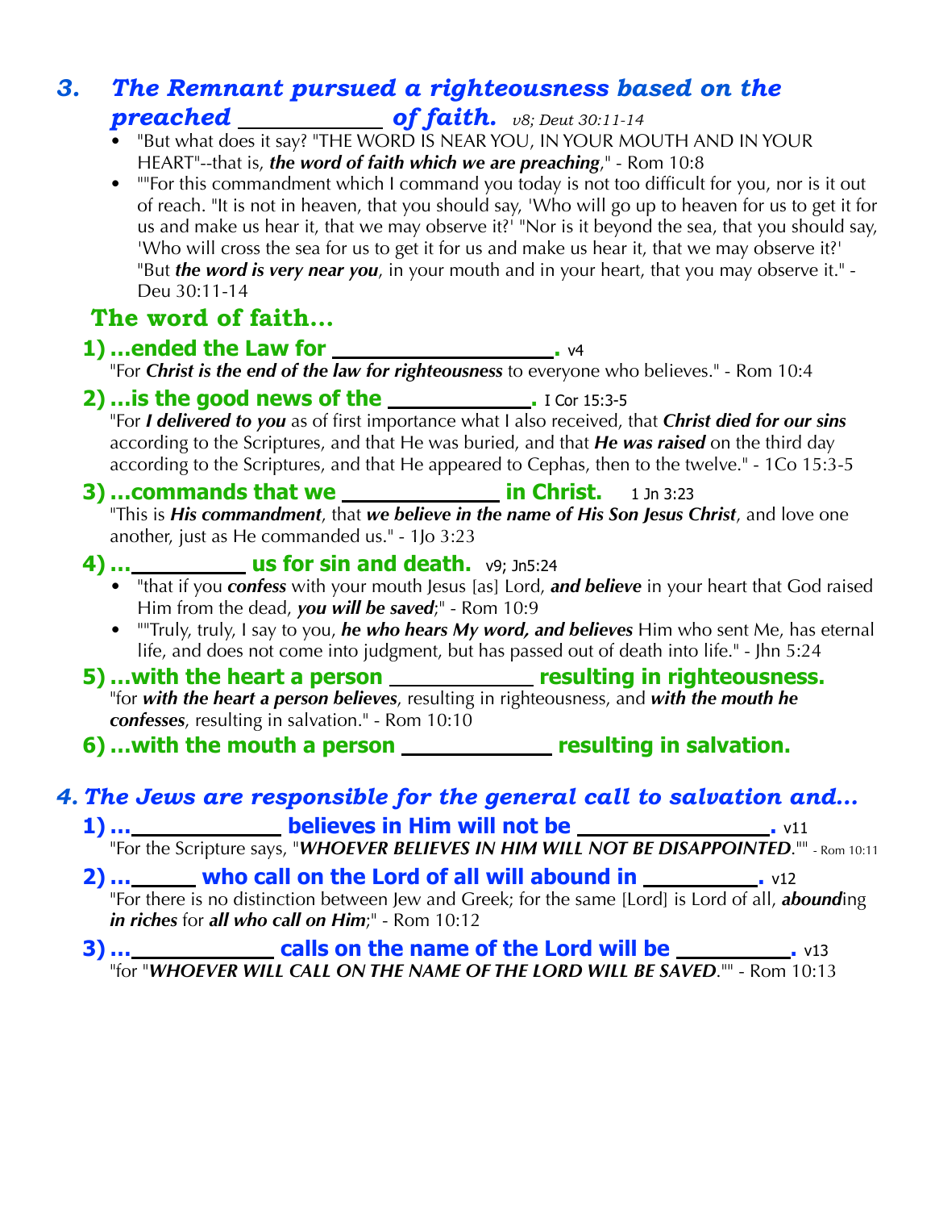## *3. The Remnant pursued a righteousness based on the preached \_\_\_\_\_\_\_\_\_\_\_\_ of faith.* *v8; Deut 30:11-14*

- "But what does it say? "THE WORD IS NEAR YOU, IN YOUR MOUTH AND IN YOUR HEART"--that is, ***the word of faith which we are preaching***," - Rom 10:8
- ""For this commandment which I command you today is not too difficult for you, nor is it out of reach. "It is not in heaven, that you should say, 'Who will go up to heaven for us to get it for us and make us hear it, that we may observe it?' "Nor is it beyond the sea, that you should say, 'Who will cross the sea for us to get it for us and make us hear it, that we may observe it?' "But ***the word is very near you***, in your mouth and in your heart, that you may observe it." - Deu 30:11-14

### The word of faith...

**1) ...ended the Law for \_\_\_\_\_\_\_\_\_\_\_\_\_\_\_\_\_\_\_.** v4

"For ***Christ is the end of the law for righteousness*** to everyone who believes." - Rom 10:4

**2) ...is the good news of the \_\_\_\_\_\_\_\_\_\_\_\_\_.** I Cor 15:3-5

"For ***I delivered to you*** as of first importance what I also received, that ***Christ died for our sins*** according to the Scriptures, and that He was buried, and that ***He was raised*** on the third day according to the Scriptures, and that He appeared to Cephas, then to the twelve." - 1Co 15:3-5

**3) ...commands that we \_\_\_\_\_\_\_\_\_\_\_\_\_\_ in Christ.** 1 Jn 3:23

"This is ***His commandment***, that ***we believe in the name of His Son Jesus Christ***, and love one another, just as He commanded us." - 1Jo 3:23

**4) ...\_\_\_\_\_\_\_\_\_\_ us for sin and death.** v9; Jn5:24

- "that if you ***confess*** with your mouth Jesus [as] Lord, ***and believe*** in your heart that God raised Him from the dead, ***you will be saved***;" - Rom 10:9
- ""Truly, truly, I say to you, ***he who hears My word, and believes*** Him who sent Me, has eternal life, and does not come into judgment, but has passed out of death into life." - Jhn 5:24

**5) ...with the heart a person \_\_\_\_\_\_\_\_\_\_\_\_\_ resulting in righteousness.**

"for ***with the heart a person believes***, resulting in righteousness, and ***with the mouth he confesses***, resulting in salvation." - Rom 10:10

**6) ...with the mouth a person \_\_\_\_\_\_\_\_\_\_\_\_\_ resulting in salvation.**

## *4. The Jews are responsible for the general call to salvation and...*

**1) ...\_\_\_\_\_\_\_\_\_\_\_\_\_ believes in Him will not be \_\_\_\_\_\_\_\_\_\_\_\_\_\_\_\_.** v11

"For the Scripture says, "***WHOEVER BELIEVES IN HIM WILL NOT BE DISAPPOINTED***."" - Rom 10:11

**2) ...\_\_\_\_\_\_ who call on the Lord of all will abound in \_\_\_\_\_\_\_\_\_\_.** v12

"For there is no distinction between Jew and Greek; for the same [Lord] is Lord of all, ***abound***ing ***in riches*** for ***all who call on Him***;" - Rom 10:12

**3) ...\_\_\_\_\_\_\_\_\_\_\_\_ calls on the name of the Lord will be \_\_\_\_\_\_\_\_\_\_.** v13

"for "***WHOEVER WILL CALL ON THE NAME OF THE LORD WILL BE SAVED***."" - Rom 10:13